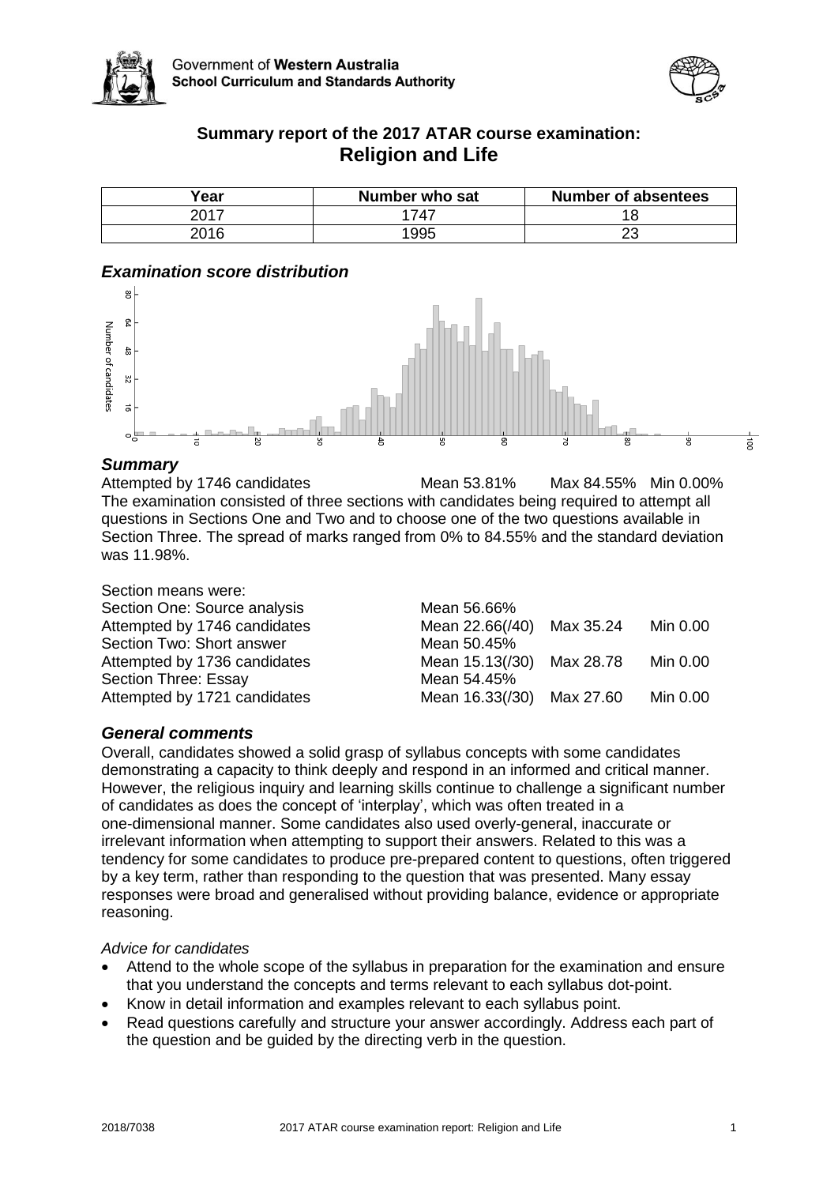Government of **Western Australia**
**School Curriculum and Standards Authority**

## Summary report of the 2017 ATAR course examination: **Religion and Life**

| Year | Number who sat | Number of absentees |
|---|---|---|
| 2017 | 1747 | 18 |
| 2016 | 1995 | 23 |

### *Examination score distribution*

### *Summary*

Attempted by 1746 candidates Mean 53.81% Max 84.55% Min 0.00%

The examination consisted of three sections with candidates being required to attempt all questions in Sections One and Two and to choose one of the two questions available in Section Three. The spread of marks ranged from 0% to 84.55% and the standard deviation was 11.98%.

Section means were:

| | | | |
|---|---|---|---|
| Section One: Source analysis | Mean 56.66% | | |
| Attempted by 1746 candidates | Mean 22.66(/40) | Max 35.24 | Min 0.00 |
| Section Two: Short answer | Mean 50.45% | | |
| Attempted by 1736 candidates | Mean 15.13(/30) | Max 28.78 | Min 0.00 |
| Section Three: Essay | Mean 54.45% | | |
| Attempted by 1721 candidates | Mean 16.33(/30) | Max 27.60 | Min 0.00 |

### *General comments*

Overall, candidates showed a solid grasp of syllabus concepts with some candidates demonstrating a capacity to think deeply and respond in an informed and critical manner. However, the religious inquiry and learning skills continue to challenge a significant number of candidates as does the concept of 'interplay', which was often treated in a one-dimensional manner. Some candidates also used overly-general, inaccurate or irrelevant information when attempting to support their answers. Related to this was a tendency for some candidates to produce pre-prepared content to questions, often triggered by a key term, rather than responding to the question that was presented. Many essay responses were broad and generalised without providing balance, evidence or appropriate reasoning.

*Advice for candidates*

- Attend to the whole scope of the syllabus in preparation for the examination and ensure that you understand the concepts and terms relevant to each syllabus dot-point.
- Know in detail information and examples relevant to each syllabus point.
- Read questions carefully and structure your answer accordingly. Address each part of the question and be guided by the directing verb in the question.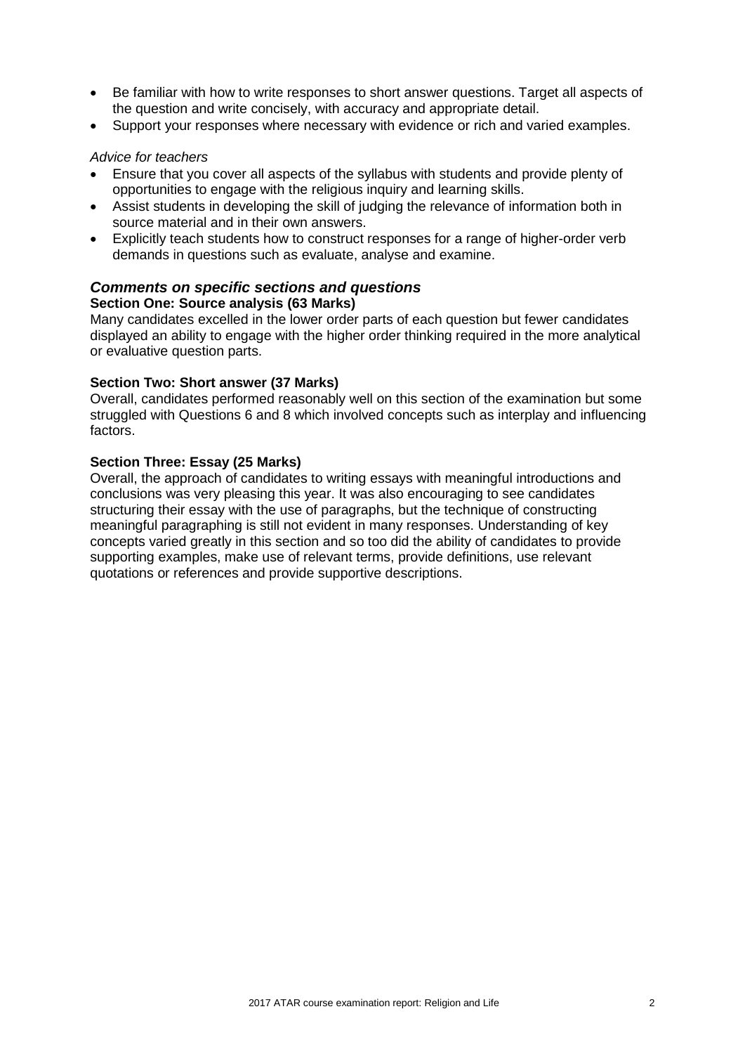- Be familiar with how to write responses to short answer questions. Target all aspects of the question and write concisely, with accuracy and appropriate detail.
- Support your responses where necessary with evidence or rich and varied examples.

*Advice for teachers*

- Ensure that you cover all aspects of the syllabus with students and provide plenty of opportunities to engage with the religious inquiry and learning skills.
- Assist students in developing the skill of judging the relevance of information both in source material and in their own answers.
- Explicitly teach students how to construct responses for a range of higher-order verb demands in questions such as evaluate, analyse and examine.

## *Comments on specific sections and questions*

**Section One: Source analysis (63 Marks)**

Many candidates excelled in the lower order parts of each question but fewer candidates displayed an ability to engage with the higher order thinking required in the more analytical or evaluative question parts.

**Section Two: Short answer (37 Marks)**

Overall, candidates performed reasonably well on this section of the examination but some struggled with Questions 6 and 8 which involved concepts such as interplay and influencing factors.

**Section Three: Essay (25 Marks)**

Overall, the approach of candidates to writing essays with meaningful introductions and conclusions was very pleasing this year. It was also encouraging to see candidates structuring their essay with the use of paragraphs, but the technique of constructing meaningful paragraphing is still not evident in many responses. Understanding of key concepts varied greatly in this section and so too did the ability of candidates to provide supporting examples, make use of relevant terms, provide definitions, use relevant quotations or references and provide supportive descriptions.